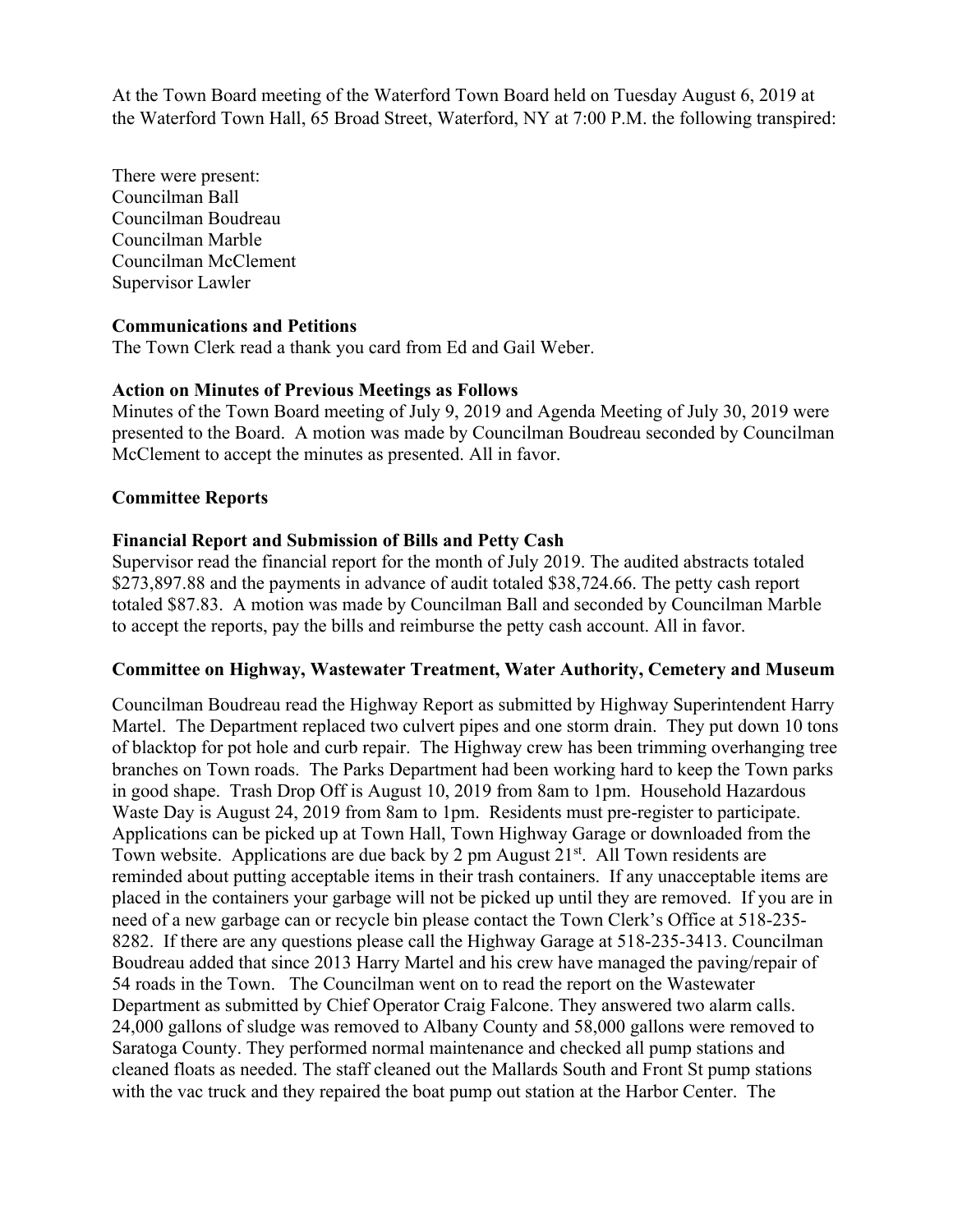At the Town Board meeting of the Waterford Town Board held on Tuesday August 6, 2019 at the Waterford Town Hall, 65 Broad Street, Waterford, NY at 7:00 P.M. the following transpired:

There were present:
Councilman Ball
Councilman Boudreau
Councilman Marble
Councilman McClement
Supervisor Lawler

**Communications and Petitions**
The Town Clerk read a thank you card from Ed and Gail Weber.

**Action on Minutes of Previous Meetings as Follows**
Minutes of the Town Board meeting of July 9, 2019 and Agenda Meeting of July 30, 2019 were presented to the Board. A motion was made by Councilman Boudreau seconded by Councilman McClement to accept the minutes as presented. All in favor.

**Committee Reports**

**Financial Report and Submission of Bills and Petty Cash**
Supervisor read the financial report for the month of July 2019. The audited abstracts totaled $273,897.88 and the payments in advance of audit totaled $38,724.66. The petty cash report totaled $87.83. A motion was made by Councilman Ball and seconded by Councilman Marble to accept the reports, pay the bills and reimburse the petty cash account. All in favor.

**Committee on Highway, Wastewater Treatment, Water Authority, Cemetery and Museum**

Councilman Boudreau read the Highway Report as submitted by Highway Superintendent Harry Martel. The Department replaced two culvert pipes and one storm drain. They put down 10 tons of blacktop for pot hole and curb repair. The Highway crew has been trimming overhanging tree branches on Town roads. The Parks Department had been working hard to keep the Town parks in good shape. Trash Drop Off is August 10, 2019 from 8am to 1pm. Household Hazardous Waste Day is August 24, 2019 from 8am to 1pm. Residents must pre-register to participate. Applications can be picked up at Town Hall, Town Highway Garage or downloaded from the Town website. Applications are due back by 2 pm August 21st. All Town residents are reminded about putting acceptable items in their trash containers. If any unacceptable items are placed in the containers your garbage will not be picked up until they are removed. If you are in need of a new garbage can or recycle bin please contact the Town Clerk's Office at 518-235-8282. If there are any questions please call the Highway Garage at 518-235-3413. Councilman Boudreau added that since 2013 Harry Martel and his crew have managed the paving/repair of 54 roads in the Town. The Councilman went on to read the report on the Wastewater Department as submitted by Chief Operator Craig Falcone. They answered two alarm calls. 24,000 gallons of sludge was removed to Albany County and 58,000 gallons were removed to Saratoga County. They performed normal maintenance and checked all pump stations and cleaned floats as needed. The staff cleaned out the Mallards South and Front St pump stations with the vac truck and they repaired the boat pump out station at the Harbor Center. The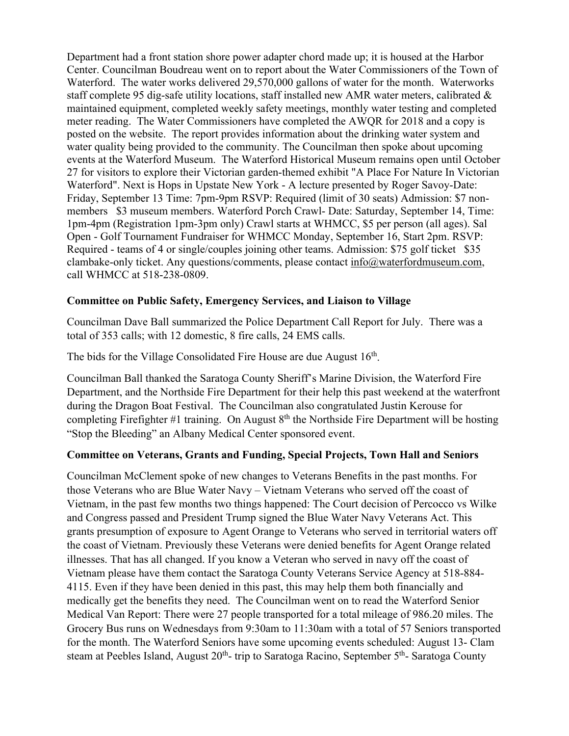Department had a front station shore power adapter chord made up; it is housed at the Harbor Center. Councilman Boudreau went on to report about the Water Commissioners of the Town of Waterford. The water works delivered 29,570,000 gallons of water for the month. Waterworks staff complete 95 dig-safe utility locations, staff installed new AMR water meters, calibrated & maintained equipment, completed weekly safety meetings, monthly water testing and completed meter reading. The Water Commissioners have completed the AWQR for 2018 and a copy is posted on the website. The report provides information about the drinking water system and water quality being provided to the community. The Councilman then spoke about upcoming events at the Waterford Museum. The Waterford Historical Museum remains open until October 27 for visitors to explore their Victorian garden-themed exhibit "A Place For Nature In Victorian Waterford". Next is Hops in Upstate New York - A lecture presented by Roger Savoy-Date: Friday, September 13 Time: 7pm-9pm RSVP: Required (limit of 30 seats) Admission: $7 non-members $3 museum members. Waterford Porch Crawl- Date: Saturday, September 14, Time: 1pm-4pm (Registration 1pm-3pm only) Crawl starts at WHMCC, $5 per person (all ages). Sal Open - Golf Tournament Fundraiser for WHMCC Monday, September 16, Start 2pm. RSVP: Required - teams of 4 or single/couples joining other teams. Admission: $75 golf ticket $35 clambake-only ticket. Any questions/comments, please contact info@waterfordmuseum.com, call WHMCC at 518-238-0809.

**Committee on Public Safety, Emergency Services, and Liaison to Village**

Councilman Dave Ball summarized the Police Department Call Report for July. There was a total of 353 calls; with 12 domestic, 8 fire calls, 24 EMS calls.

The bids for the Village Consolidated Fire House are due August 16th.

Councilman Ball thanked the Saratoga County Sheriff's Marine Division, the Waterford Fire Department, and the Northside Fire Department for their help this past weekend at the waterfront during the Dragon Boat Festival. The Councilman also congratulated Justin Kerouse for completing Firefighter #1 training. On August 8th the Northside Fire Department will be hosting "Stop the Bleeding" an Albany Medical Center sponsored event.

**Committee on Veterans, Grants and Funding, Special Projects, Town Hall and Seniors**

Councilman McClement spoke of new changes to Veterans Benefits in the past months. For those Veterans who are Blue Water Navy – Vietnam Veterans who served off the coast of Vietnam, in the past few months two things happened: The Court decision of Percocco vs Wilke and Congress passed and President Trump signed the Blue Water Navy Veterans Act. This grants presumption of exposure to Agent Orange to Veterans who served in territorial waters off the coast of Vietnam. Previously these Veterans were denied benefits for Agent Orange related illnesses. That has all changed. If you know a Veteran who served in navy off the coast of Vietnam please have them contact the Saratoga County Veterans Service Agency at 518-884-4115. Even if they have been denied in this past, this may help them both financially and medically get the benefits they need. The Councilman went on to read the Waterford Senior Medical Van Report: There were 27 people transported for a total mileage of 986.20 miles. The Grocery Bus runs on Wednesdays from 9:30am to 11:30am with a total of 57 Seniors transported for the month. The Waterford Seniors have some upcoming events scheduled: August 13- Clam steam at Peebles Island, August 20th- trip to Saratoga Racino, September 5th- Saratoga County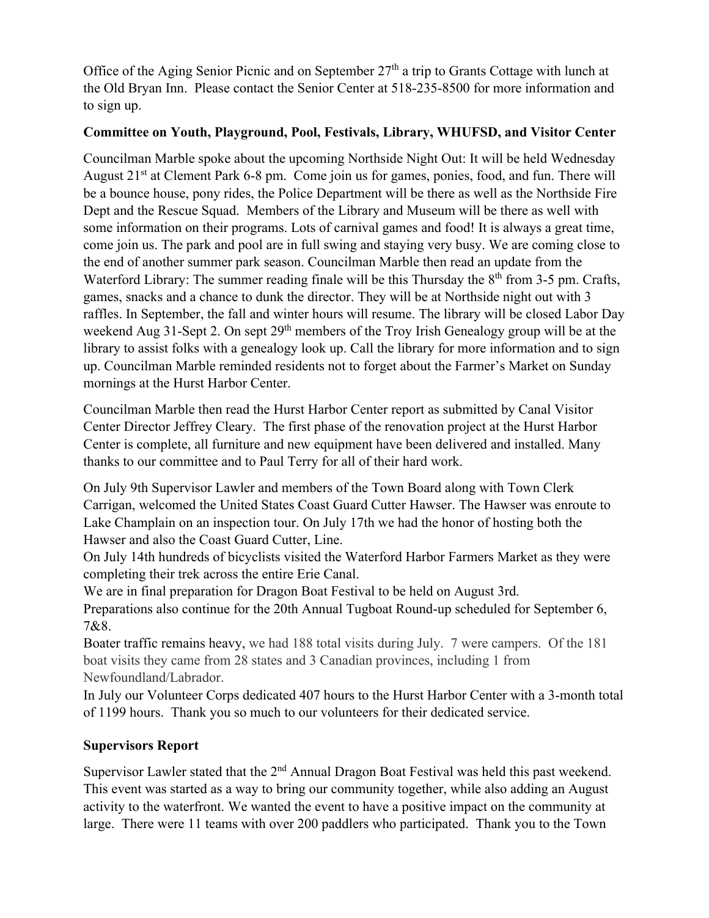Office of the Aging Senior Picnic and on September 27th a trip to Grants Cottage with lunch at the Old Bryan Inn. Please contact the Senior Center at 518-235-8500 for more information and to sign up.

**Committee on Youth, Playground, Pool, Festivals, Library, WHUFSD, and Visitor Center**

Councilman Marble spoke about the upcoming Northside Night Out: It will be held Wednesday August 21st at Clement Park 6-8 pm. Come join us for games, ponies, food, and fun. There will be a bounce house, pony rides, the Police Department will be there as well as the Northside Fire Dept and the Rescue Squad. Members of the Library and Museum will be there as well with some information on their programs. Lots of carnival games and food! It is always a great time, come join us. The park and pool are in full swing and staying very busy. We are coming close to the end of another summer park season. Councilman Marble then read an update from the Waterford Library: The summer reading finale will be this Thursday the 8th from 3-5 pm. Crafts, games, snacks and a chance to dunk the director. They will be at Northside night out with 3 raffles. In September, the fall and winter hours will resume. The library will be closed Labor Day weekend Aug 31-Sept 2. On sept 29th members of the Troy Irish Genealogy group will be at the library to assist folks with a genealogy look up. Call the library for more information and to sign up. Councilman Marble reminded residents not to forget about the Farmer's Market on Sunday mornings at the Hurst Harbor Center.

Councilman Marble then read the Hurst Harbor Center report as submitted by Canal Visitor Center Director Jeffrey Cleary. The first phase of the renovation project at the Hurst Harbor Center is complete, all furniture and new equipment have been delivered and installed. Many thanks to our committee and to Paul Terry for all of their hard work.

On July 9th Supervisor Lawler and members of the Town Board along with Town Clerk Carrigan, welcomed the United States Coast Guard Cutter Hawser. The Hawser was enroute to Lake Champlain on an inspection tour. On July 17th we had the honor of hosting both the Hawser and also the Coast Guard Cutter, Line.
On July 14th hundreds of bicyclists visited the Waterford Harbor Farmers Market as they were completing their trek across the entire Erie Canal.
We are in final preparation for Dragon Boat Festival to be held on August 3rd.
Preparations also continue for the 20th Annual Tugboat Round-up scheduled for September 6, 7&8.
Boater traffic remains heavy, we had 188 total visits during July. 7 were campers. Of the 181 boat visits they came from 28 states and 3 Canadian provinces, including 1 from Newfoundland/Labrador.
In July our Volunteer Corps dedicated 407 hours to the Hurst Harbor Center with a 3-month total of 1199 hours. Thank you so much to our volunteers for their dedicated service.

**Supervisors Report**

Supervisor Lawler stated that the 2nd Annual Dragon Boat Festival was held this past weekend. This event was started as a way to bring our community together, while also adding an August activity to the waterfront. We wanted the event to have a positive impact on the community at large. There were 11 teams with over 200 paddlers who participated. Thank you to the Town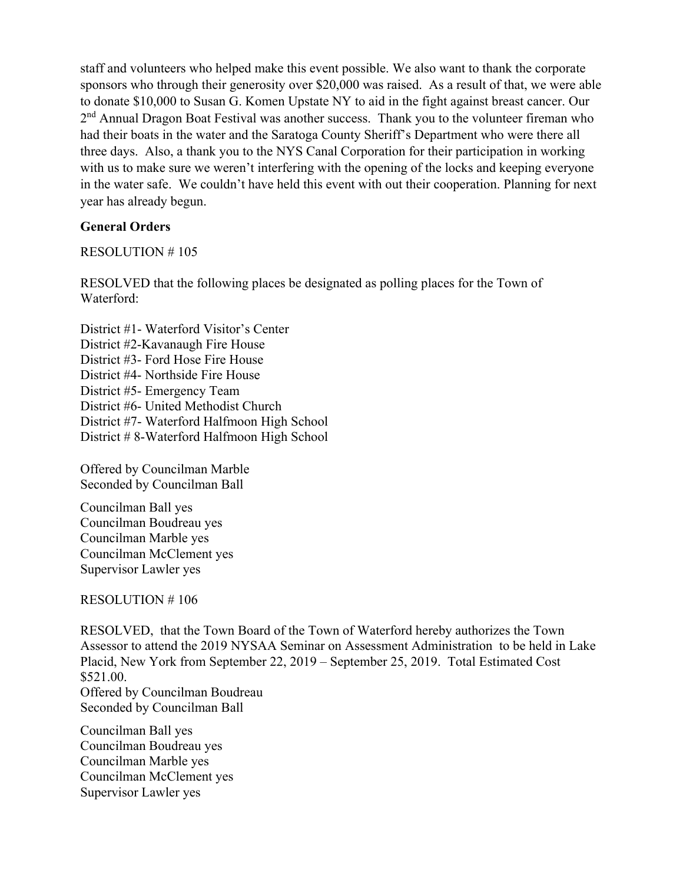staff and volunteers who helped make this event possible. We also want to thank the corporate sponsors who through their generosity over $20,000 was raised. As a result of that, we were able to donate $10,000 to Susan G. Komen Upstate NY to aid in the fight against breast cancer. Our 2nd Annual Dragon Boat Festival was another success. Thank you to the volunteer fireman who had their boats in the water and the Saratoga County Sheriff's Department who were there all three days. Also, a thank you to the NYS Canal Corporation for their participation in working with us to make sure we weren't interfering with the opening of the locks and keeping everyone in the water safe. We couldn't have held this event with out their cooperation. Planning for next year has already begun.

**General Orders**

RESOLUTION # 105

RESOLVED that the following places be designated as polling places for the Town of Waterford:

District #1- Waterford Visitor's Center
District #2-Kavanaugh Fire House
District #3- Ford Hose Fire House
District #4- Northside Fire House
District #5- Emergency Team
District #6- United Methodist Church
District #7- Waterford Halfmoon High School
District # 8-Waterford Halfmoon High School

Offered by Councilman Marble
Seconded by Councilman Ball

Councilman Ball yes
Councilman Boudreau yes
Councilman Marble yes
Councilman McClement yes
Supervisor Lawler yes

RESOLUTION # 106

RESOLVED, that the Town Board of the Town of Waterford hereby authorizes the Town Assessor to attend the 2019 NYSAA Seminar on Assessment Administration to be held in Lake Placid, New York from September 22, 2019 – September 25, 2019. Total Estimated Cost $521.00.
Offered by Councilman Boudreau
Seconded by Councilman Ball

Councilman Ball yes
Councilman Boudreau yes
Councilman Marble yes
Councilman McClement yes
Supervisor Lawler yes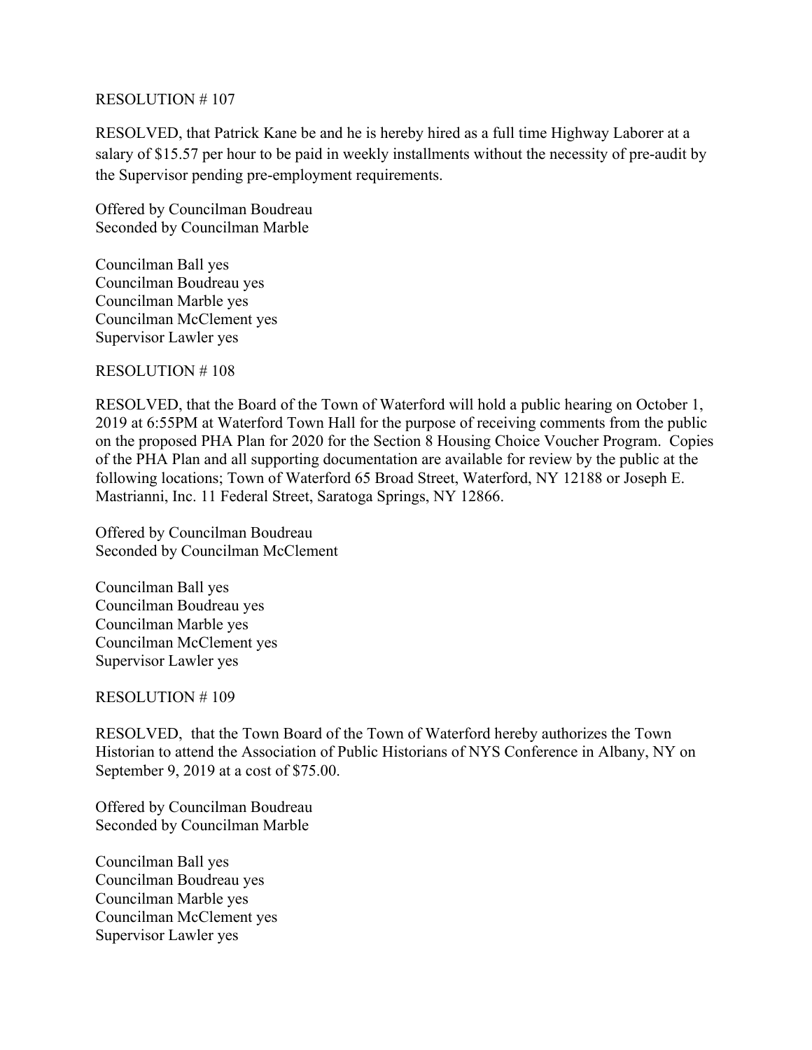RESOLUTION # 107

RESOLVED, that Patrick Kane be and he is hereby hired as a full time Highway Laborer at a salary of $15.57 per hour to be paid in weekly installments without the necessity of pre-audit by the Supervisor pending pre-employment requirements.

Offered by Councilman Boudreau
Seconded by Councilman Marble

Councilman Ball yes
Councilman Boudreau yes
Councilman Marble yes
Councilman McClement yes
Supervisor Lawler yes

RESOLUTION # 108

RESOLVED, that the Board of the Town of Waterford will hold a public hearing on October 1, 2019 at 6:55PM at Waterford Town Hall for the purpose of receiving comments from the public on the proposed PHA Plan for 2020 for the Section 8 Housing Choice Voucher Program. Copies of the PHA Plan and all supporting documentation are available for review by the public at the following locations; Town of Waterford 65 Broad Street, Waterford, NY 12188 or Joseph E. Mastrianni, Inc. 11 Federal Street, Saratoga Springs, NY 12866.

Offered by Councilman Boudreau
Seconded by Councilman McClement

Councilman Ball yes
Councilman Boudreau yes
Councilman Marble yes
Councilman McClement yes
Supervisor Lawler yes

RESOLUTION # 109

RESOLVED, that the Town Board of the Town of Waterford hereby authorizes the Town Historian to attend the Association of Public Historians of NYS Conference in Albany, NY on September 9, 2019 at a cost of $75.00.

Offered by Councilman Boudreau
Seconded by Councilman Marble

Councilman Ball yes
Councilman Boudreau yes
Councilman Marble yes
Councilman McClement yes
Supervisor Lawler yes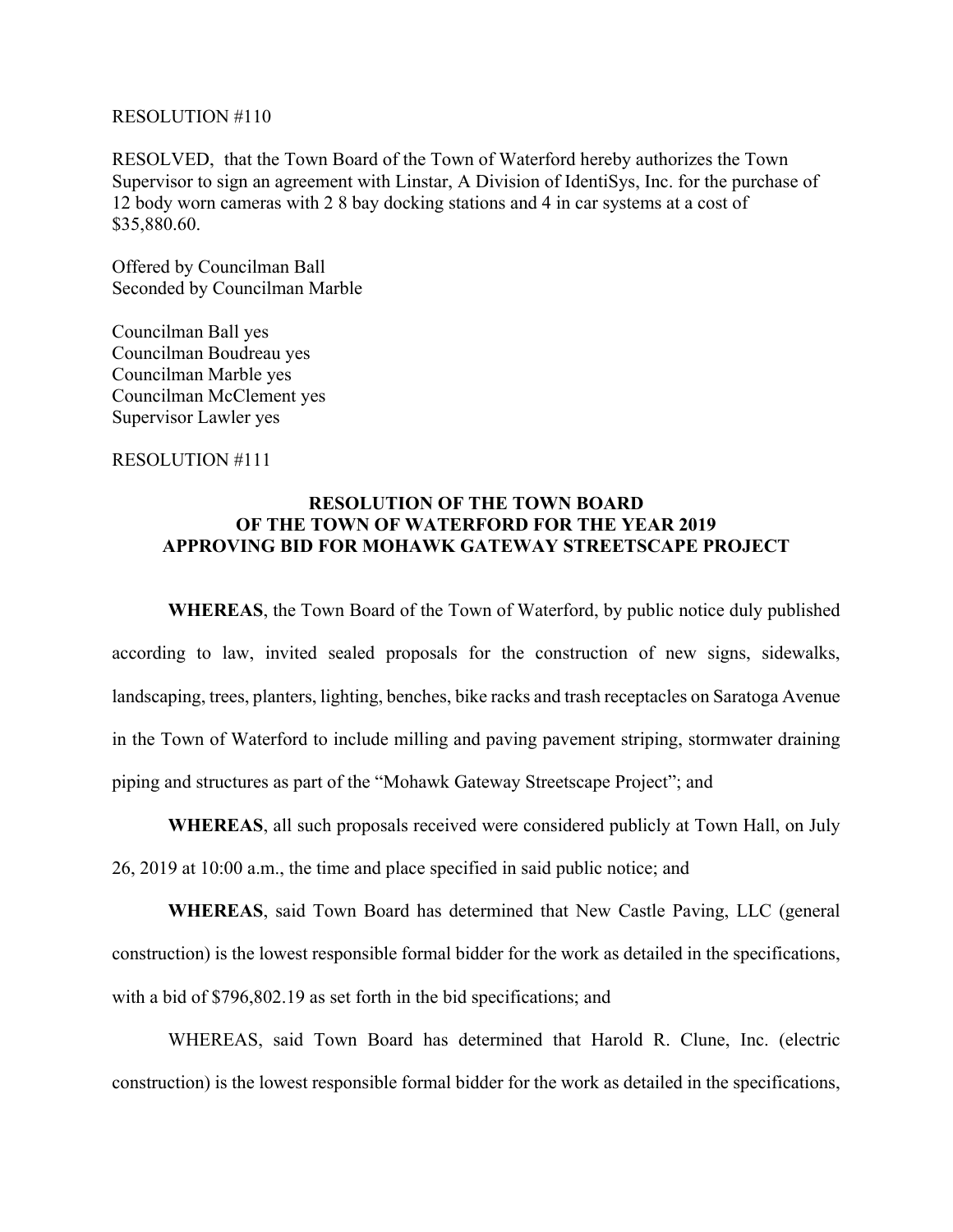RESOLUTION #110

RESOLVED, that the Town Board of the Town of Waterford hereby authorizes the Town Supervisor to sign an agreement with Linstar, A Division of IdentiSys, Inc. for the purchase of 12 body worn cameras with 2 8 bay docking stations and 4 in car systems at a cost of $35,880.60.

Offered by Councilman Ball
Seconded by Councilman Marble

Councilman Ball yes
Councilman Boudreau yes
Councilman Marble yes
Councilman McClement yes
Supervisor Lawler yes

RESOLUTION #111

**RESOLUTION OF THE TOWN BOARD OF THE TOWN OF WATERFORD FOR THE YEAR 2019 APPROVING BID FOR MOHAWK GATEWAY STREETSCAPE PROJECT**

**WHEREAS**, the Town Board of the Town of Waterford, by public notice duly published according to law, invited sealed proposals for the construction of new signs, sidewalks, landscaping, trees, planters, lighting, benches, bike racks and trash receptacles on Saratoga Avenue in the Town of Waterford to include milling and paving pavement striping, stormwater draining piping and structures as part of the "Mohawk Gateway Streetscape Project"; and

**WHEREAS**, all such proposals received were considered publicly at Town Hall, on July 26, 2019 at 10:00 a.m., the time and place specified in said public notice; and

**WHEREAS**, said Town Board has determined that New Castle Paving, LLC (general construction) is the lowest responsible formal bidder for the work as detailed in the specifications, with a bid of $796,802.19 as set forth in the bid specifications; and

WHEREAS, said Town Board has determined that Harold R. Clune, Inc. (electric construction) is the lowest responsible formal bidder for the work as detailed in the specifications,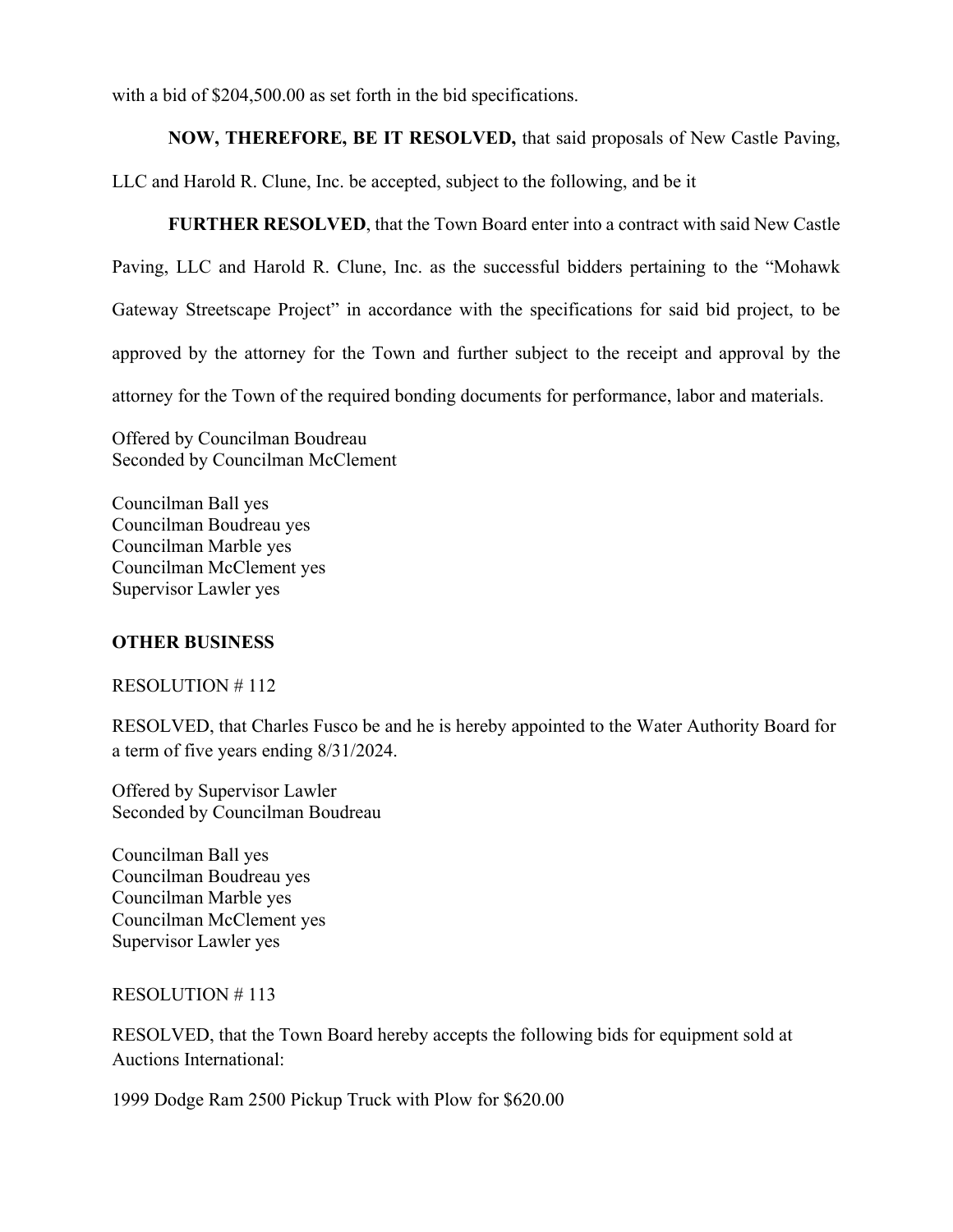with a bid of $204,500.00 as set forth in the bid specifications.

**NOW, THEREFORE, BE IT RESOLVED,** that said proposals of New Castle Paving, LLC and Harold R. Clune, Inc. be accepted, subject to the following, and be it

**FURTHER RESOLVED**, that the Town Board enter into a contract with said New Castle Paving, LLC and Harold R. Clune, Inc. as the successful bidders pertaining to the "Mohawk Gateway Streetscape Project" in accordance with the specifications for said bid project, to be approved by the attorney for the Town and further subject to the receipt and approval by the attorney for the Town of the required bonding documents for performance, labor and materials.

Offered by Councilman Boudreau
Seconded by Councilman McClement

Councilman Ball yes
Councilman Boudreau yes
Councilman Marble yes
Councilman McClement yes
Supervisor Lawler yes

**OTHER BUSINESS**

RESOLUTION # 112

RESOLVED, that Charles Fusco be and he is hereby appointed to the Water Authority Board for a term of five years ending 8/31/2024.

Offered by Supervisor Lawler
Seconded by Councilman Boudreau

Councilman Ball yes
Councilman Boudreau yes
Councilman Marble yes
Councilman McClement yes
Supervisor Lawler yes

RESOLUTION # 113

RESOLVED, that the Town Board hereby accepts the following bids for equipment sold at Auctions International:

1999 Dodge Ram 2500 Pickup Truck with Plow for $620.00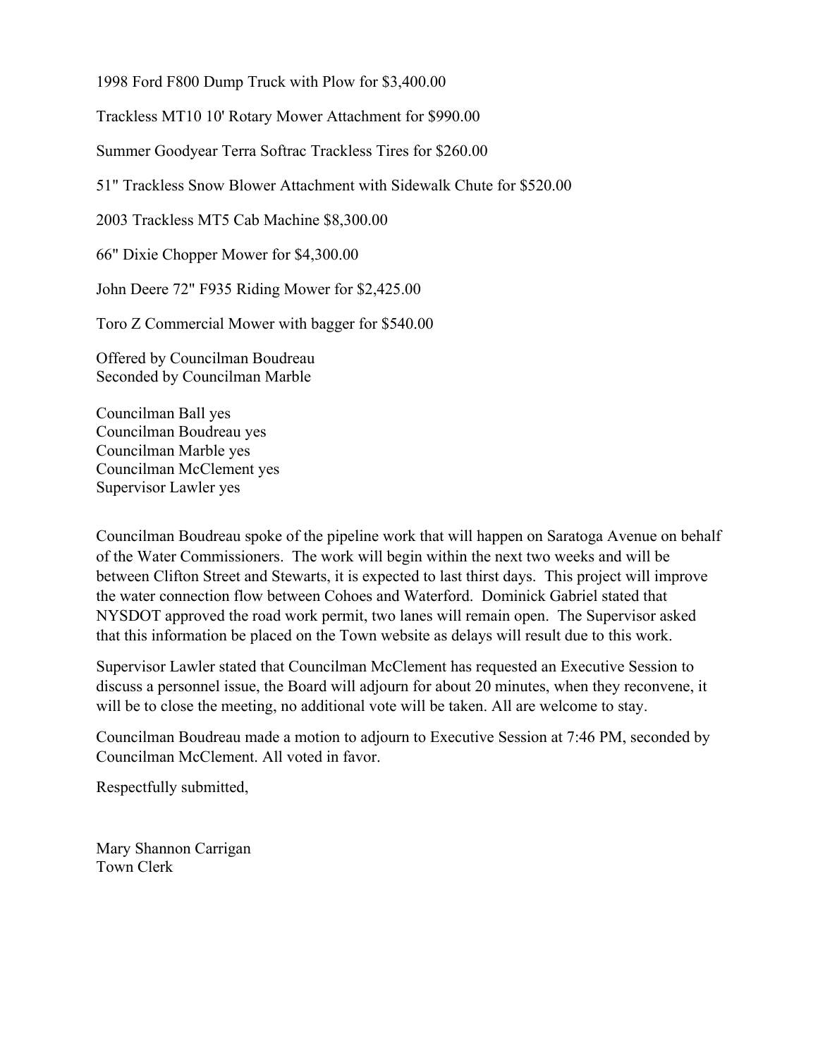1998 Ford F800 Dump Truck with Plow for $3,400.00

Trackless MT10 10' Rotary Mower Attachment for $990.00

Summer Goodyear Terra Softrac Trackless Tires for $260.00

51" Trackless Snow Blower Attachment with Sidewalk Chute for $520.00

2003 Trackless MT5 Cab Machine $8,300.00

66" Dixie Chopper Mower for $4,300.00

John Deere 72" F935 Riding Mower for $2,425.00

Toro Z Commercial Mower with bagger for $540.00

Offered by Councilman Boudreau
Seconded by Councilman Marble

Councilman Ball yes
Councilman Boudreau yes
Councilman Marble yes
Councilman McClement yes
Supervisor Lawler yes

Councilman Boudreau spoke of the pipeline work that will happen on Saratoga Avenue on behalf of the Water Commissioners. The work will begin within the next two weeks and will be between Clifton Street and Stewarts, it is expected to last thirst days. This project will improve the water connection flow between Cohoes and Waterford. Dominick Gabriel stated that NYSDOT approved the road work permit, two lanes will remain open. The Supervisor asked that this information be placed on the Town website as delays will result due to this work.

Supervisor Lawler stated that Councilman McClement has requested an Executive Session to discuss a personnel issue, the Board will adjourn for about 20 minutes, when they reconvene, it will be to close the meeting, no additional vote will be taken. All are welcome to stay.

Councilman Boudreau made a motion to adjourn to Executive Session at 7:46 PM, seconded by Councilman McClement. All voted in favor.

Respectfully submitted,

Mary Shannon Carrigan
Town Clerk